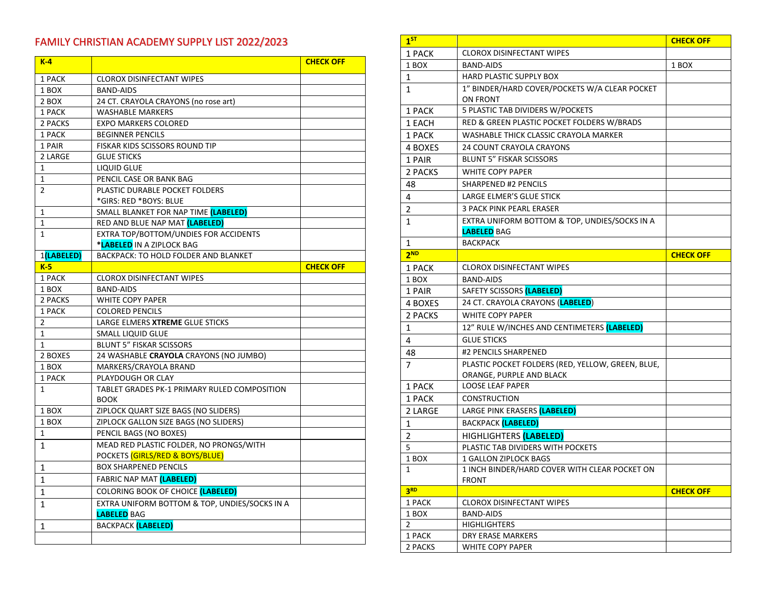# FAMILY CHRISTIAN ACADEMY SUPPLY LIST 2022/2023

| K-4 | | CHECK OFF |
|---|---|---|
| 1 PACK | CLOROX DISINFECTANT WIPES | |
| 1 BOX | BAND-AIDS | |
| 2 BOX | 24 CT. CRAYOLA CRAYONS (no rose art) | |
| 1 PACK | WASHABLE MARKERS | |
| 2 PACKS | EXPO MARKERS COLORED | |
| 1 PACK | BEGINNER PENCILS | |
| 1 PAIR | FISKAR KIDS SCISSORS ROUND TIP | |
| 2 LARGE | GLUE STICKS | |
| 1 | LIQUID GLUE | |
| 1 | PENCIL CASE OR BANK BAG | |
| 2 | PLASTIC DURABLE POCKET FOLDERS *GIRS: RED *BOYS: BLUE | |
| 1 | SMALL BLANKET FOR NAP TIME **(LABELED)** | |
| 1 | RED AND BLUE NAP MAT **(LABELED)** | |
| 1 | EXTRA TOP/BOTTOM/UNDIES FOR ACCIDENTS ***LABELED** IN A ZIPLOCK BAG | |
| 1**(LABELED)** | BACKPACK: TO HOLD FOLDER AND BLANKET | |

| K-5 | | CHECK OFF |
|---|---|---|
| 1 PACK | CLOROX DISINFECTANT WIPES | |
| 1 BOX | BAND-AIDS | |
| 2 PACKS | WHITE COPY PAPER | |
| 1 PACK | COLORED PENCILS | |
| 2 | LARGE ELMERS **XTREME** GLUE STICKS | |
| 1 | SMALL LIQUID GLUE | |
| 1 | BLUNT 5" FISKAR SCISSORS | |
| 2 BOXES | 24 WASHABLE **CRAYOLA** CRAYONS (NO JUMBO) | |
| 1 BOX | MARKERS/CRAYOLA BRAND | |
| 1 PACK | PLAYDOUGH OR CLAY | |
| 1 | TABLET GRADES PK-1 PRIMARY RULED COMPOSITION BOOK | |
| 1 BOX | ZIPLOCK QUART SIZE BAGS (NO SLIDERS) | |
| 1 BOX | ZIPLOCK GALLON SIZE BAGS (NO SLIDERS) | |
| 1 | PENCIL BAGS (NO BOXES) | |
| 1 | MEAD RED PLASTIC FOLDER, NO PRONGS/WITH POCKETS (GIRLS/RED & BOYS/BLUE) | |
| 1 | BOX SHARPENED PENCILS | |
| 1 | FABRIC NAP MAT **(LABELED)** | |
| 1 | COLORING BOOK OF CHOICE **(LABELED)** | |
| 1 | EXTRA UNIFORM BOTTOM & TOP, UNDIES/SOCKS IN A **LABELED** BAG | |
| 1 | BACKPACK **(LABELED)** | |
| | | |

| 1ST | | CHECK OFF |
|---|---|---|
| 1 PACK | CLOROX DISINFECTANT WIPES | |
| 1 BOX | BAND-AIDS | 1 BOX |
| 1 | HARD PLASTIC SUPPLY BOX | |
| 1 | 1" BINDER/HARD COVER/POCKETS W/A CLEAR POCKET ON FRONT | |
| 1 PACK | 5 PLASTIC TAB DIVIDERS W/POCKETS | |
| 1 EACH | RED & GREEN PLASTIC POCKET FOLDERS W/BRADS | |
| 1 PACK | WASHABLE THICK CLASSIC CRAYOLA MARKER | |
| 4 BOXES | 24 COUNT CRAYOLA CRAYONS | |
| 1 PAIR | BLUNT 5" FISKAR SCISSORS | |
| 2 PACKS | WHITE COPY PAPER | |
| 48 | SHARPENED #2 PENCILS | |
| 4 | LARGE ELMER'S GLUE STICK | |
| 2 | 3 PACK PINK PEARL ERASER | |
| 1 | EXTRA UNIFORM BOTTOM & TOP, UNDIES/SOCKS IN A **LABELED** BAG | |
| 1 | BACKPACK | |

| 2ND | | CHECK OFF |
|---|---|---|
| 1 PACK | CLOROX DISINFECTANT WIPES | |
| 1 BOX | BAND-AIDS | |
| 1 PAIR | SAFETY SCISSORS **(LABELED)** | |
| 4 BOXES | 24 CT. CRAYOLA CRAYONS (**LABELED**) | |
| 2 PACKS | WHITE COPY PAPER | |
| 1 | 12" RULE W/INCHES AND CENTIMETERS **(LABELED)** | |
| 4 | GLUE STICKS | |
| 48 | #2 PENCILS SHARPENED | |
| 7 | PLASTIC POCKET FOLDERS (RED, YELLOW, GREEN, BLUE, ORANGE, PURPLE AND BLACK | |
| 1 PACK | LOOSE LEAF PAPER | |
| 1 PACK | CONSTRUCTION | |
| 2 LARGE | LARGE PINK ERASERS **(LABELED)** | |
| 1 | BACKPACK **(LABELED)** | |
| 2 | HIGHLIGHTERS **(LABELED)** | |
| 5 | PLASTIC TAB DIVIDERS WITH POCKETS | |
| 1 BOX | 1 GALLON ZIPLOCK BAGS | |
| 1 | 1 INCH BINDER/HARD COVER WITH CLEAR POCKET ON FRONT | |

| 3RD | | CHECK OFF |
|---|---|---|
| 1 PACK | CLOROX DISINFECTANT WIPES | |
| 1 BOX | BAND-AIDS | |
| 2 | HIGHLIGHTERS | |
| 1 PACK | DRY ERASE MARKERS | |
| 2 PACKS | WHITE COPY PAPER | |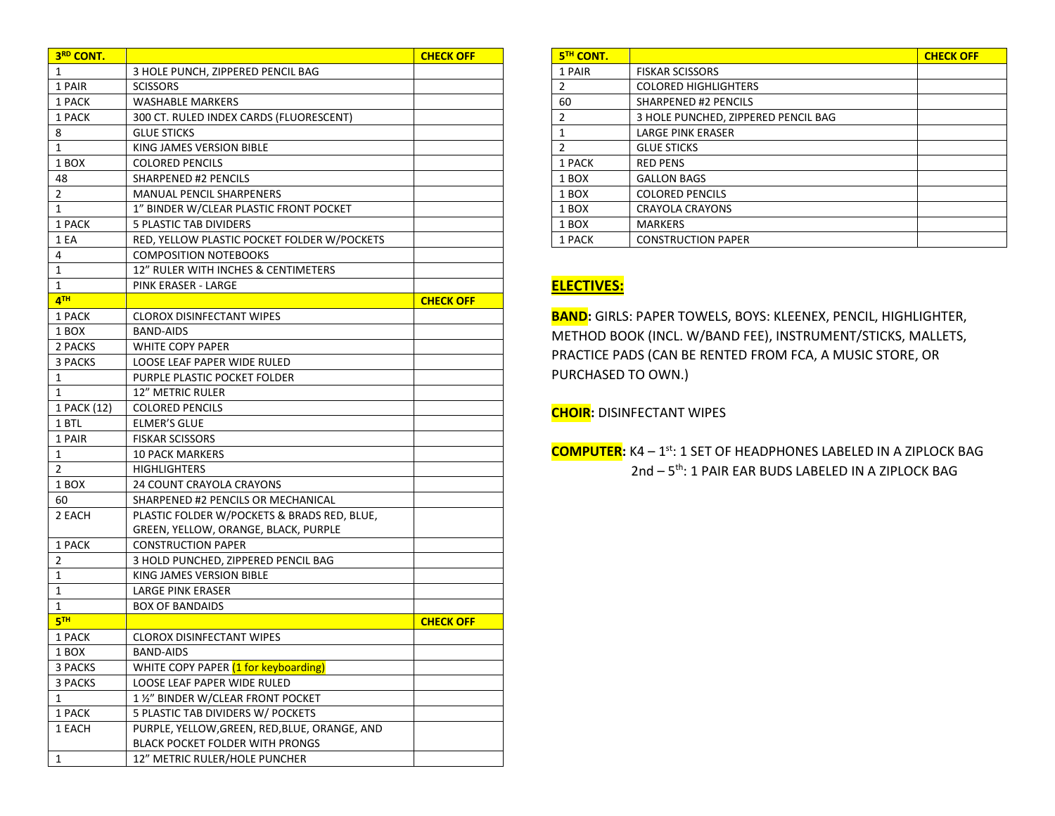| 3RD CONT. | | CHECK OFF |
|---|---|---|
| 1 | 3 HOLE PUNCH, ZIPPERED PENCIL BAG | |
| 1 PAIR | SCISSORS | |
| 1 PACK | WASHABLE MARKERS | |
| 1 PACK | 300 CT. RULED INDEX CARDS (FLUORESCENT) | |
| 8 | GLUE STICKS | |
| 1 | KING JAMES VERSION BIBLE | |
| 1 BOX | COLORED PENCILS | |
| 48 | SHARPENED #2 PENCILS | |
| 2 | MANUAL PENCIL SHARPENERS | |
| 1 | 1" BINDER W/CLEAR PLASTIC FRONT POCKET | |
| 1 PACK | 5 PLASTIC TAB DIVIDERS | |
| 1 EA | RED, YELLOW PLASTIC POCKET FOLDER W/POCKETS | |
| 4 | COMPOSITION NOTEBOOKS | |
| 1 | 12" RULER WITH INCHES & CENTIMETERS | |
| 1 | PINK ERASER - LARGE | |
| **4TH** | | **CHECK OFF** |
| 1 PACK | CLOROX DISINFECTANT WIPES | |
| 1 BOX | BAND-AIDS | |
| 2 PACKS | WHITE COPY PAPER | |
| 3 PACKS | LOOSE LEAF PAPER WIDE RULED | |
| 1 | PURPLE PLASTIC POCKET FOLDER | |
| 1 | 12" METRIC RULER | |
| 1 PACK (12) | COLORED PENCILS | |
| 1 BTL | ELMER'S GLUE | |
| 1 PAIR | FISKAR SCISSORS | |
| 1 | 10 PACK MARKERS | |
| 2 | HIGHLIGHTERS | |
| 1 BOX | 24 COUNT CRAYOLA CRAYONS | |
| 60 | SHARPENED #2 PENCILS OR MECHANICAL | |
| 2 EACH | PLASTIC FOLDER W/POCKETS & BRADS RED, BLUE, GREEN, YELLOW, ORANGE, BLACK, PURPLE | |
| 1 PACK | CONSTRUCTION PAPER | |
| 2 | 3 HOLD PUNCHED, ZIPPERED PENCIL BAG | |
| 1 | KING JAMES VERSION BIBLE | |
| 1 | LARGE PINK ERASER | |
| 1 | BOX OF BANDAIDS | |
| **5TH** | | **CHECK OFF** |
| 1 PACK | CLOROX DISINFECTANT WIPES | |
| 1 BOX | BAND-AIDS | |
| 3 PACKS | WHITE COPY PAPER (1 for keyboarding) | |
| 3 PACKS | LOOSE LEAF PAPER WIDE RULED | |
| 1 | 1 ½" BINDER W/CLEAR FRONT POCKET | |
| 1 PACK | 5 PLASTIC TAB DIVIDERS W/ POCKETS | |
| 1 EACH | PURPLE, YELLOW,GREEN, RED,BLUE, ORANGE, AND BLACK POCKET FOLDER WITH PRONGS | |
| 1 | 12" METRIC RULER/HOLE PUNCHER | |

| 5TH CONT. | | CHECK OFF |
|---|---|---|
| 1 PAIR | FISKAR SCISSORS | |
| 2 | COLORED HIGHLIGHTERS | |
| 60 | SHARPENED #2 PENCILS | |
| 2 | 3 HOLE PUNCHED, ZIPPERED PENCIL BAG | |
| 1 | LARGE PINK ERASER | |
| 2 | GLUE STICKS | |
| 1 PACK | RED PENS | |
| 1 BOX | GALLON BAGS | |
| 1 BOX | COLORED PENCILS | |
| 1 BOX | CRAYOLA CRAYONS | |
| 1 BOX | MARKERS | |
| 1 PACK | CONSTRUCTION PAPER | |

## ELECTIVES:

**BAND:** GIRLS: PAPER TOWELS, BOYS: KLEENEX, PENCIL, HIGHLIGHTER, METHOD BOOK (INCL. W/BAND FEE), INSTRUMENT/STICKS, MALLETS, PRACTICE PADS (CAN BE RENTED FROM FCA, A MUSIC STORE, OR PURCHASED TO OWN.)

**CHOIR:** DISINFECTANT WIPES

**COMPUTER:** K4 – 1st: 1 SET OF HEADPHONES LABELED IN A ZIPLOCK BAG
2nd – 5th: 1 PAIR EAR BUDS LABELED IN A ZIPLOCK BAG